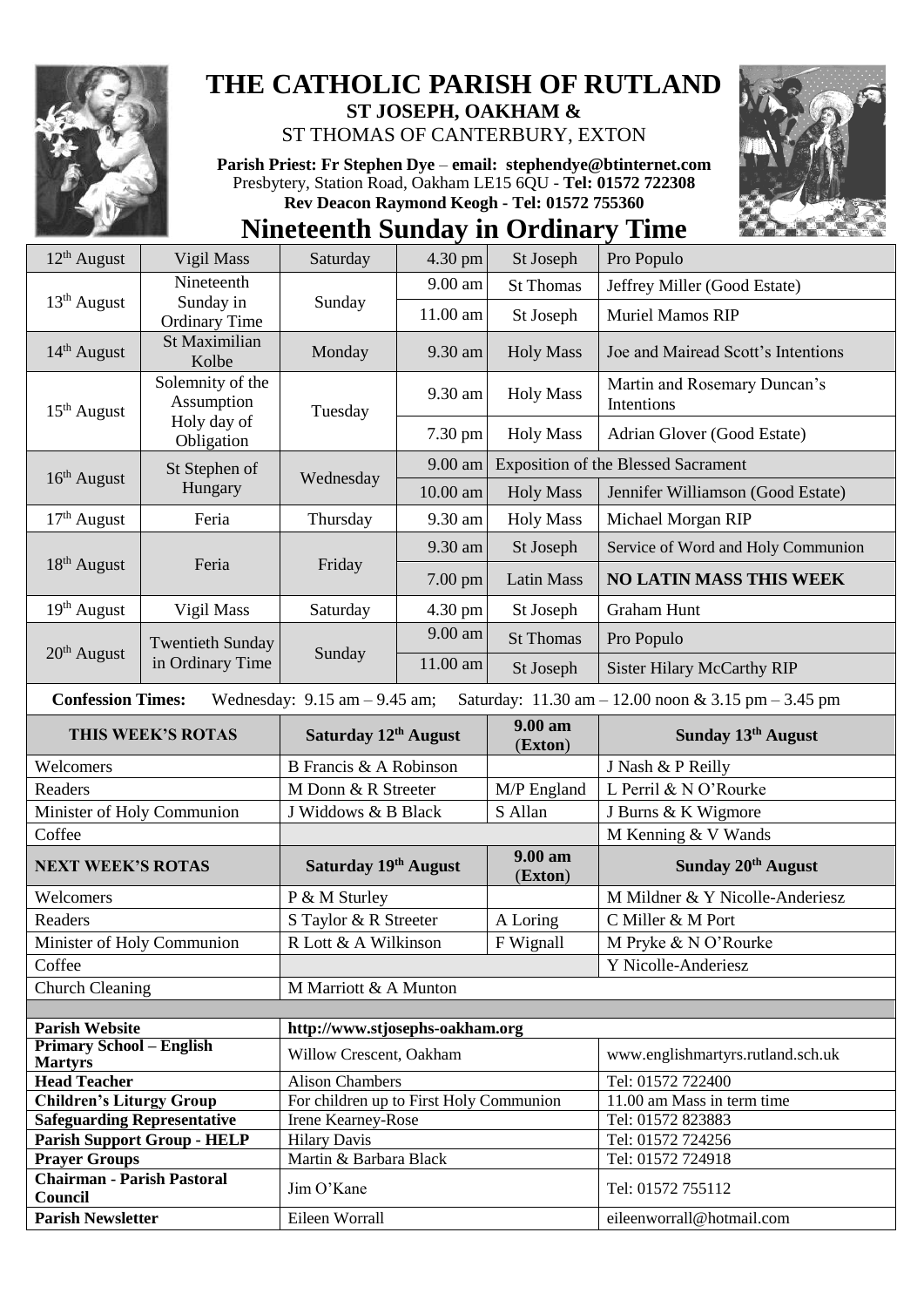# THE CATHOLIC PARISH OF RUTLAND

**ST JOSEPH, OAKHAM &**

ST THOMAS OF CANTERBURY, EXTON

**Parish Priest: Fr Stephen Dye** – **email: stephendye@btinternet.com**
Presbytery, Station Road, Oakham LE15 6QU - **Tel: 01572 722308**
**Rev Deacon Raymond Keogh - Tel: 01572 755360**

## Nineteenth Sunday in Ordinary Time

| | | | | | |
|---|---|---|---|---|---|
| 12th August | Vigil Mass | Saturday | 4.30 pm | St Joseph | Pro Populo |
| 13th August | Nineteenth Sunday in Ordinary Time | Sunday | 9.00 am | St Thomas | Jeffrey Miller (Good Estate) |
| | | | 11.00 am | St Joseph | Muriel Mamos RIP |
| 14th August | St Maximilian Kolbe | Monday | 9.30 am | Holy Mass | Joe and Mairead Scott's Intentions |
| 15th August | Solemnity of the Assumption Holy day of Obligation | Tuesday | 9.30 am | Holy Mass | Martin and Rosemary Duncan's Intentions |
| | | | 7.30 pm | Holy Mass | Adrian Glover (Good Estate) |
| 16th August | St Stephen of Hungary | Wednesday | 9.00 am | Exposition of the Blessed Sacrament | |
| | | | 10.00 am | Holy Mass | Jennifer Williamson (Good Estate) |
| 17th August | Feria | Thursday | 9.30 am | Holy Mass | Michael Morgan RIP |
| 18th August | Feria | Friday | 9.30 am | St Joseph | Service of Word and Holy Communion |
| | | | 7.00 pm | Latin Mass | **NO LATIN MASS THIS WEEK** |
| 19th August | Vigil Mass | Saturday | 4.30 pm | St Joseph | Graham Hunt |
| 20th August | Twentieth Sunday in Ordinary Time | Sunday | 9.00 am | St Thomas | Pro Populo |
| | | | 11.00 am | St Joseph | Sister Hilary McCarthy RIP |

**Confession Times:** Wednesday: 9.15 am – 9.45 am; Saturday: 11.30 am – 12.00 noon & 3.15 pm – 3.45 pm

| **THIS WEEK'S ROTAS** | **Saturday 12th August** | **9.00 am (Exton)** | **Sunday 13th August** |
|---|---|---|---|
| Welcomers | B Francis & A Robinson | | J Nash & P Reilly |
| Readers | M Donn & R Streeter | M/P England | L Perril & N O'Rourke |
| Minister of Holy Communion | J Widdows & B Black | S Allan | J Burns & K Wigmore |
| Coffee | | | M Kenning & V Wands |
| **NEXT WEEK'S ROTAS** | **Saturday 19th August** | **9.00 am (Exton)** | **Sunday 20th August** |
| Welcomers | P & M Sturley | | M Mildner & Y Nicolle-Anderiesz |
| Readers | S Taylor & R Streeter | A Loring | C Miller & M Port |
| Minister of Holy Communion | R Lott & A Wilkinson | F Wignall | M Pryke & N O'Rourke |
| Coffee | | | Y Nicolle-Anderiesz |
| Church Cleaning | M Marriott & A Munton | | |

| | | |
|---|---|---|
| **Parish Website** | **http://www.stjosephs-oakham.org** | |
| **Primary School – English Martyrs** | Willow Crescent, Oakham | www.englishmartyrs.rutland.sch.uk |
| **Head Teacher** | Alison Chambers | Tel: 01572 722400 |
| **Children's Liturgy Group** | For children up to First Holy Communion | 11.00 am Mass in term time |
| **Safeguarding Representative** | Irene Kearney-Rose | Tel: 01572 823883 |
| **Parish Support Group - HELP** | Hilary Davis | Tel: 01572 724256 |
| **Prayer Groups** | Martin & Barbara Black | Tel: 01572 724918 |
| **Chairman - Parish Pastoral Council** | Jim O'Kane | Tel: 01572 755112 |
| **Parish Newsletter** | Eileen Worrall | eileenworrall@hotmail.com |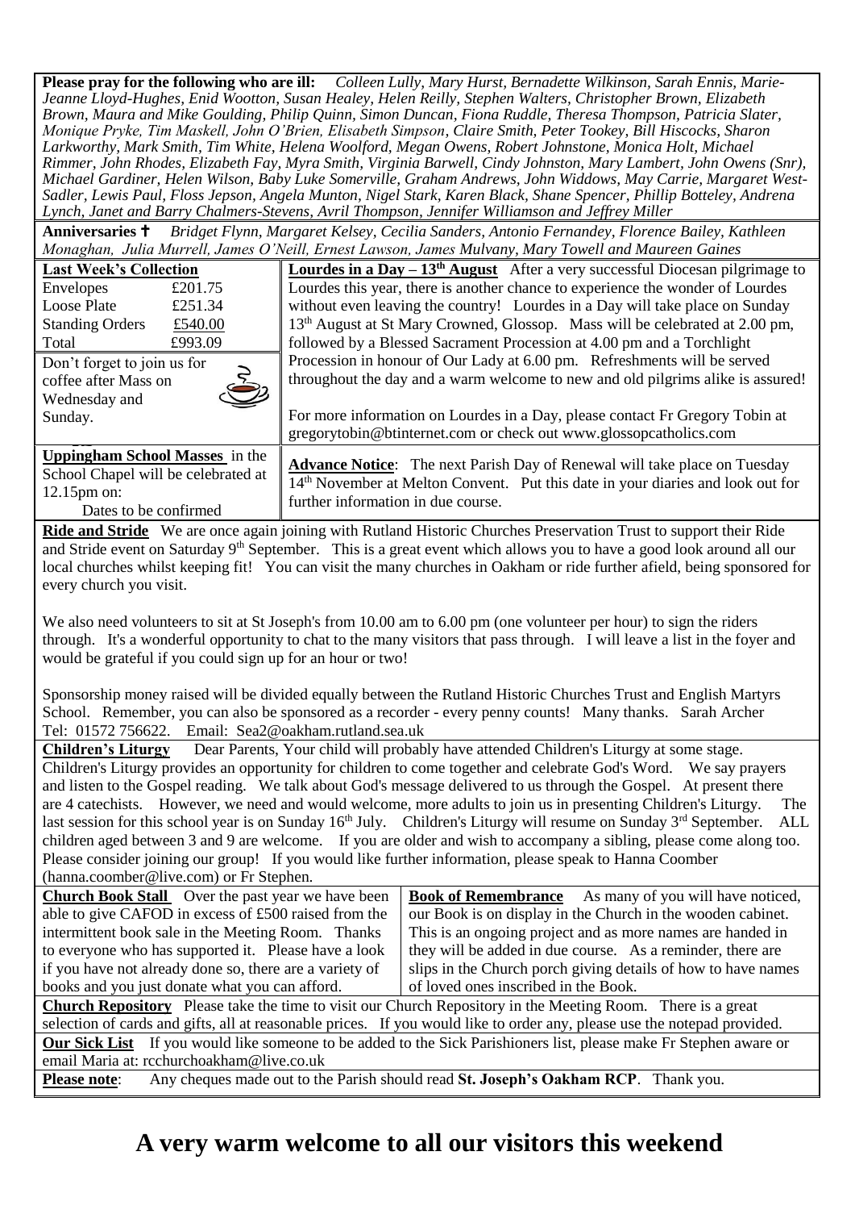**Please pray for the following who are ill:** *Colleen Lully, Mary Hurst, Bernadette Wilkinson, Sarah Ennis, Marie-Jeanne Lloyd-Hughes, Enid Wootton, Susan Healey, Helen Reilly, Stephen Walters, Christopher Brown, Elizabeth Brown, Maura and Mike Goulding, Philip Quinn, Simon Duncan, Fiona Ruddle, Theresa Thompson, Patricia Slater, Monique Pryke, Tim Maskell, John O'Brien, Elisabeth Simpson, Claire Smith, Peter Tookey, Bill Hiscocks, Sharon Larkworthy, Mark Smith, Tim White, Helena Woolford, Megan Owens, Robert Johnstone, Monica Holt, Michael Rimmer, John Rhodes, Elizabeth Fay, Myra Smith, Virginia Barwell, Cindy Johnston, Mary Lambert, John Owens (Snr), Michael Gardiner, Helen Wilson, Baby Luke Somerville, Graham Andrews, John Widdows, May Carrie, Margaret West-Sadler, Lewis Paul, Floss Jepson, Angela Munton, Nigel Stark, Karen Black, Shane Spencer, Phillip Botteley, Andrena Lynch, Janet and Barry Chalmers-Stevens, Avril Thompson, Jennifer Williamson and Jeffrey Miller*

**Anniversaries ✝** *Bridget Flynn, Margaret Kelsey, Cecilia Sanders, Antonio Fernandey, Florence Bailey, Kathleen Monaghan, Julia Murrell, James O'Neill, Ernest Lawson, James Mulvany, Mary Towell and Maureen Gaines*

**Last Week's Collection**

| | |
|---|---|
| Envelopes | £201.75 |
| Loose Plate | £251.34 |
| Standing Orders | £540.00 |
| Total | £993.09 |

Don't forget to join us for coffee after Mass on Wednesday and Sunday.

**Lourdes in a Day – 13th August** After a very successful Diocesan pilgrimage to Lourdes this year, there is another chance to experience the wonder of Lourdes without even leaving the country! Lourdes in a Day will take place on Sunday 13th August at St Mary Crowned, Glossop. Mass will be celebrated at 2.00 pm, followed by a Blessed Sacrament Procession at 4.00 pm and a Torchlight Procession in honour of Our Lady at 6.00 pm. Refreshments will be served throughout the day and a warm welcome to new and old pilgrims alike is assured!

For more information on Lourdes in a Day, please contact Fr Gregory Tobin at gregorytobin@btinternet.com or check out www.glossopcatholics.com

**Uppingham School Masses** in the School Chapel will be celebrated at 12.15pm on:
Dates to be confirmed

**Advance Notice**: The next Parish Day of Renewal will take place on Tuesday 14th November at Melton Convent. Put this date in your diaries and look out for further information in due course.

**Ride and Stride** We are once again joining with Rutland Historic Churches Preservation Trust to support their Ride and Stride event on Saturday 9th September. This is a great event which allows you to have a good look around all our local churches whilst keeping fit! You can visit the many churches in Oakham or ride further afield, being sponsored for every church you visit.

We also need volunteers to sit at St Joseph's from 10.00 am to 6.00 pm (one volunteer per hour) to sign the riders through. It's a wonderful opportunity to chat to the many visitors that pass through. I will leave a list in the foyer and would be grateful if you could sign up for an hour or two!

Sponsorship money raised will be divided equally between the Rutland Historic Churches Trust and English Martyrs School. Remember, you can also be sponsored as a recorder - every penny counts! Many thanks. Sarah Archer Tel: 01572 756622. Email: Sea2@oakham.rutland.sea.uk

**Children's Liturgy** Dear Parents, Your child will probably have attended Children's Liturgy at some stage. Children's Liturgy provides an opportunity for children to come together and celebrate God's Word. We say prayers and listen to the Gospel reading. We talk about God's message delivered to us through the Gospel. At present there are 4 catechists. However, we need and would welcome, more adults to join us in presenting Children's Liturgy. The last session for this school year is on Sunday 16th July. Children's Liturgy will resume on Sunday 3rd September. ALL children aged between 3 and 9 are welcome. If you are older and wish to accompany a sibling, please come along too. Please consider joining our group! If you would like further information, please speak to Hanna Coomber (hanna.coomber@live.com) or Fr Stephen.

**Church Book Stall** Over the past year we have been able to give CAFOD in excess of £500 raised from the intermittent book sale in the Meeting Room. Thanks to everyone who has supported it. Please have a look if you have not already done so, there are a variety of books and you just donate what you can afford.

**Book of Remembrance** As many of you will have noticed, our Book is on display in the Church in the wooden cabinet. This is an ongoing project and as more names are handed in they will be added in due course. As a reminder, there are slips in the Church porch giving details of how to have names of loved ones inscribed in the Book.

**Church Repository** Please take the time to visit our Church Repository in the Meeting Room. There is a great selection of cards and gifts, all at reasonable prices. If you would like to order any, please use the notepad provided.

**Our Sick List** If you would like someone to be added to the Sick Parishioners list, please make Fr Stephen aware or email Maria at: rcchurchoakham@live.co.uk

**Please note**: Any cheques made out to the Parish should read **St. Joseph's Oakham RCP**. Thank you.

# A very warm welcome to all our visitors this weekend